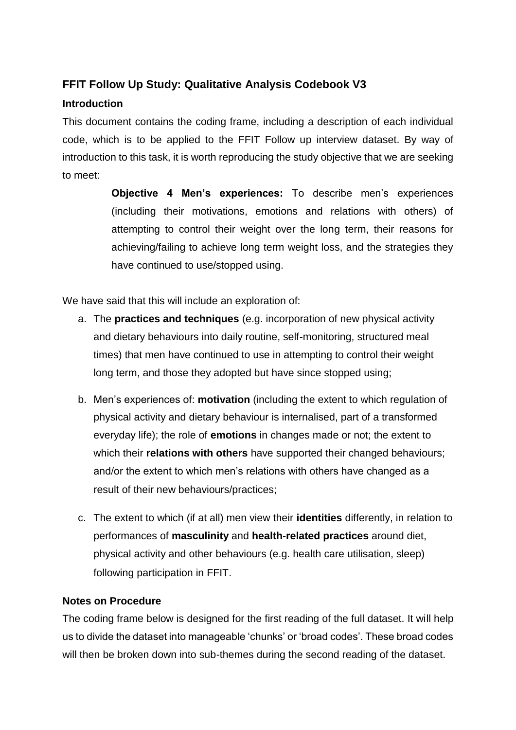## FFIT Follow Up Study: Qualitative Analysis Codebook V3

### Introduction

This document contains the coding frame, including a description of each individual code, which is to be applied to the FFIT Follow up interview dataset. By way of introduction to this task, it is worth reproducing the study objective that we are seeking to meet:

> **Objective 4 Men's experiences:** To describe men's experiences (including their motivations, emotions and relations with others) of attempting to control their weight over the long term, their reasons for achieving/failing to achieve long term weight loss, and the strategies they have continued to use/stopped using.

We have said that this will include an exploration of:

a. The **practices and techniques** (e.g. incorporation of new physical activity and dietary behaviours into daily routine, self-monitoring, structured meal times) that men have continued to use in attempting to control their weight long term, and those they adopted but have since stopped using;

b. Men's experiences of: **motivation** (including the extent to which regulation of physical activity and dietary behaviour is internalised, part of a transformed everyday life); the role of **emotions** in changes made or not; the extent to which their **relations with others** have supported their changed behaviours; and/or the extent to which men's relations with others have changed as a result of their new behaviours/practices;

c. The extent to which (if at all) men view their **identities** differently, in relation to performances of **masculinity** and **health-related practices** around diet, physical activity and other behaviours (e.g. health care utilisation, sleep) following participation in FFIT.

### Notes on Procedure

The coding frame below is designed for the first reading of the full dataset. It will help us to divide the dataset into manageable 'chunks' or 'broad codes'. These broad codes will then be broken down into sub-themes during the second reading of the dataset.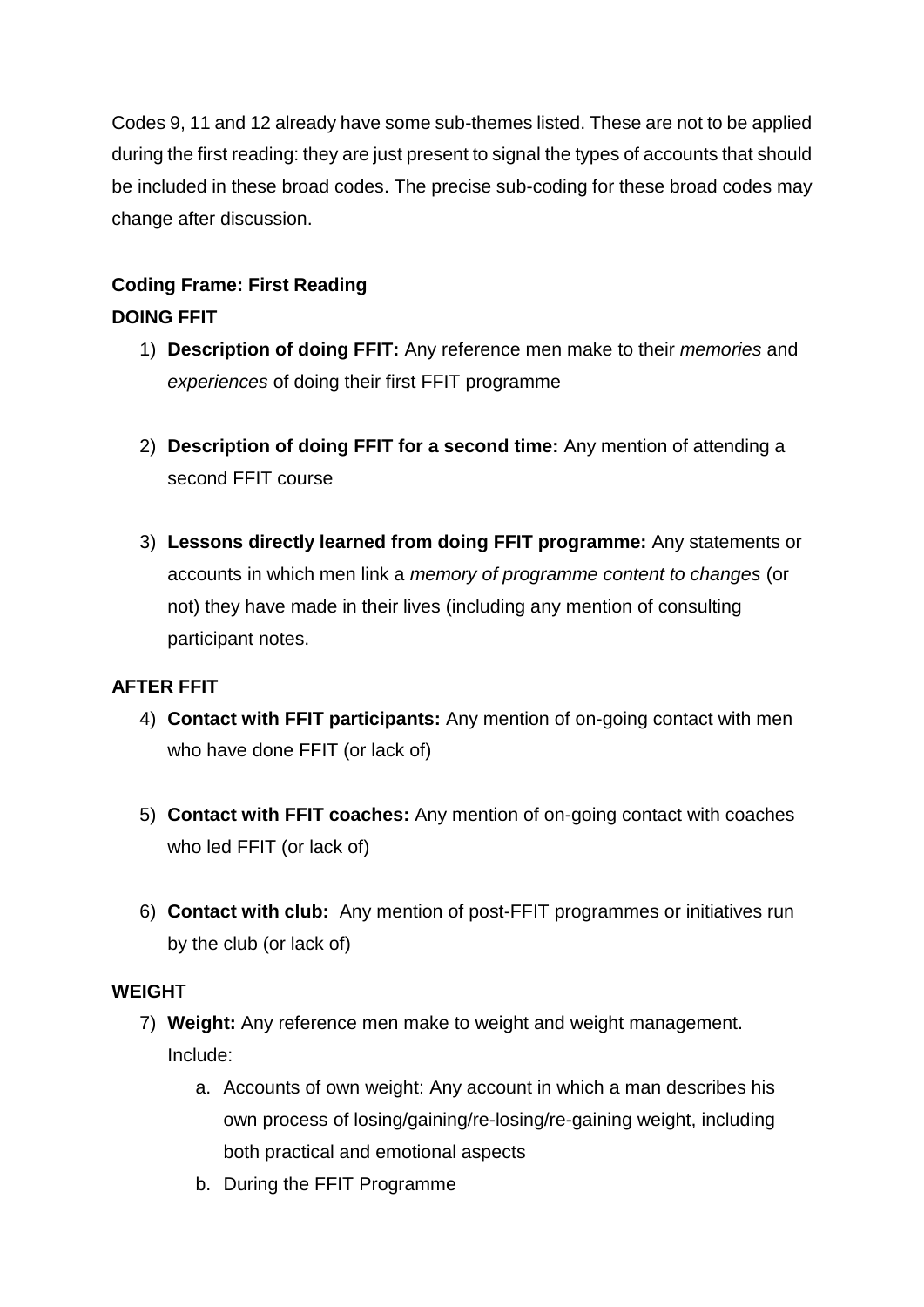Codes 9, 11 and 12 already have some sub-themes listed. These are not to be applied during the first reading: they are just present to signal the types of accounts that should be included in these broad codes. The precise sub-coding for these broad codes may change after discussion.

**Coding Frame: First Reading**

**DOING FFIT**

1) **Description of doing FFIT:** Any reference men make to their *memories* and *experiences* of doing their first FFIT programme

2) **Description of doing FFIT for a second time:** Any mention of attending a second FFIT course

3) **Lessons directly learned from doing FFIT programme:** Any statements or accounts in which men link a *memory of programme content to changes* (or not) they have made in their lives (including any mention of consulting participant notes.

**AFTER FFIT**

4) **Contact with FFIT participants:** Any mention of on-going contact with men who have done FFIT (or lack of)

5) **Contact with FFIT coaches:** Any mention of on-going contact with coaches who led FFIT (or lack of)

6) **Contact with club:** Any mention of post-FFIT programmes or initiatives run by the club (or lack of)

**WEIGHT**

7) **Weight:** Any reference men make to weight and weight management. Include:
    a. Accounts of own weight: Any account in which a man describes his own process of losing/gaining/re-losing/re-gaining weight, including both practical and emotional aspects
    b. During the FFIT Programme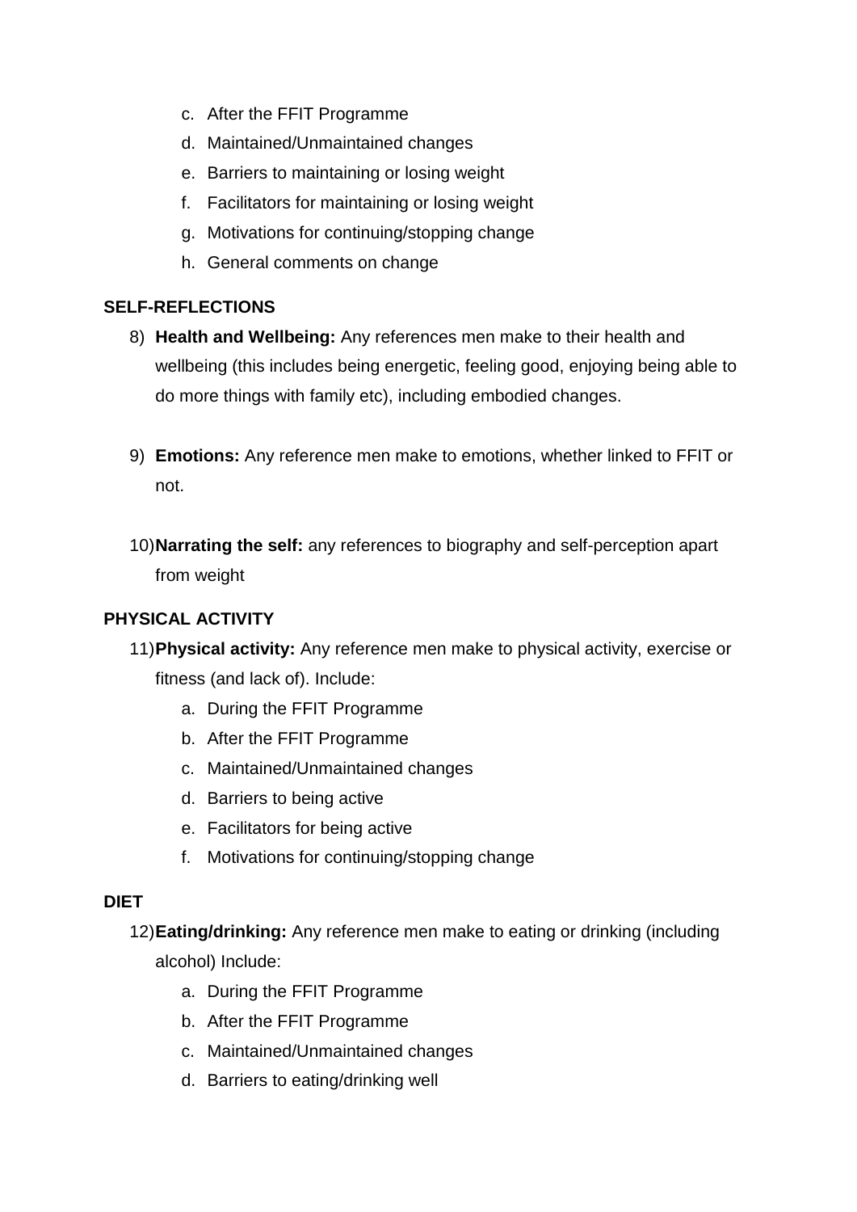c. After the FFIT Programme
   d. Maintained/Unmaintained changes
   e. Barriers to maintaining or losing weight
   f. Facilitators for maintaining or losing weight
   g. Motivations for continuing/stopping change
   h. General comments on change

**SELF-REFLECTIONS**

8) **Health and Wellbeing:** Any references men make to their health and wellbeing (this includes being energetic, feeling good, enjoying being able to do more things with family etc), including embodied changes.

9) **Emotions:** Any reference men make to emotions, whether linked to FFIT or not.

10) **Narrating the self:** any references to biography and self-perception apart from weight

**PHYSICAL ACTIVITY**

11) **Physical activity:** Any reference men make to physical activity, exercise or fitness (and lack of). Include:
    a. During the FFIT Programme
    b. After the FFIT Programme
    c. Maintained/Unmaintained changes
    d. Barriers to being active
    e. Facilitators for being active
    f. Motivations for continuing/stopping change

**DIET**

12) **Eating/drinking:** Any reference men make to eating or drinking (including alcohol) Include:
    a. During the FFIT Programme
    b. After the FFIT Programme
    c. Maintained/Unmaintained changes
    d. Barriers to eating/drinking well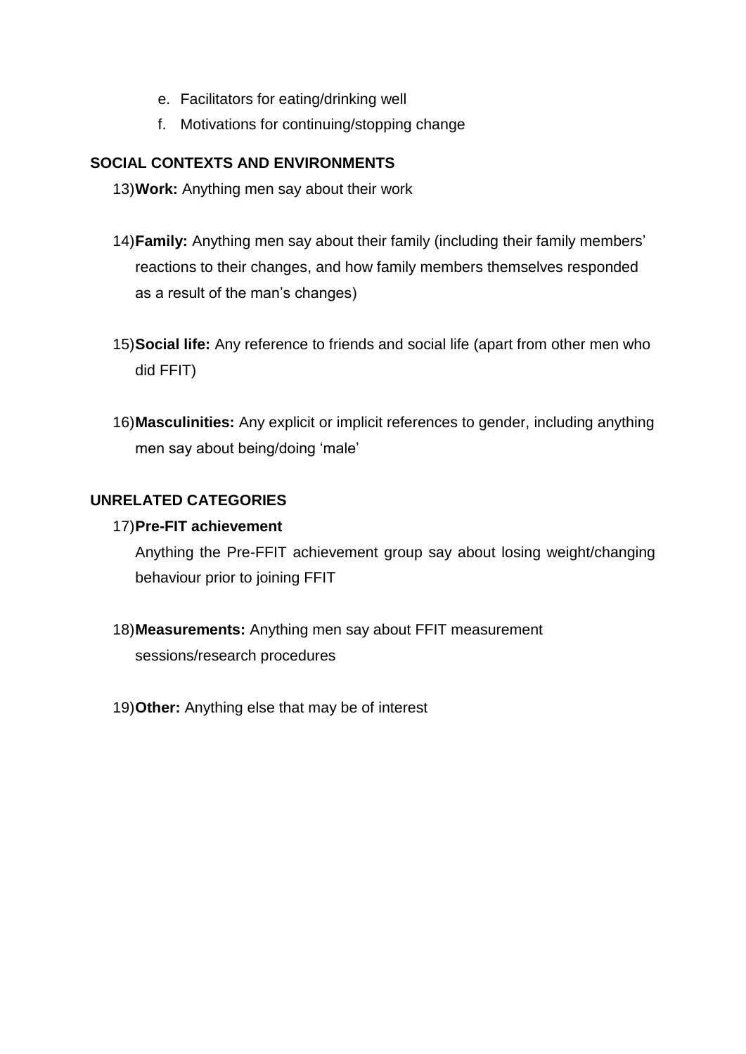e. Facilitators for eating/drinking well
f. Motivations for continuing/stopping change

**SOCIAL CONTEXTS AND ENVIRONMENTS**

13) **Work:** Anything men say about their work

14) **Family:** Anything men say about their family (including their family members' reactions to their changes, and how family members themselves responded as a result of the man's changes)

15) **Social life:** Any reference to friends and social life (apart from other men who did FFIT)

16) **Masculinities:** Any explicit or implicit references to gender, including anything men say about being/doing 'male'

**UNRELATED CATEGORIES**

17) **Pre-FIT achievement**

Anything the Pre-FFIT achievement group say about losing weight/changing behaviour prior to joining FFIT

18) **Measurements:** Anything men say about FFIT measurement sessions/research procedures

19) **Other:** Anything else that may be of interest